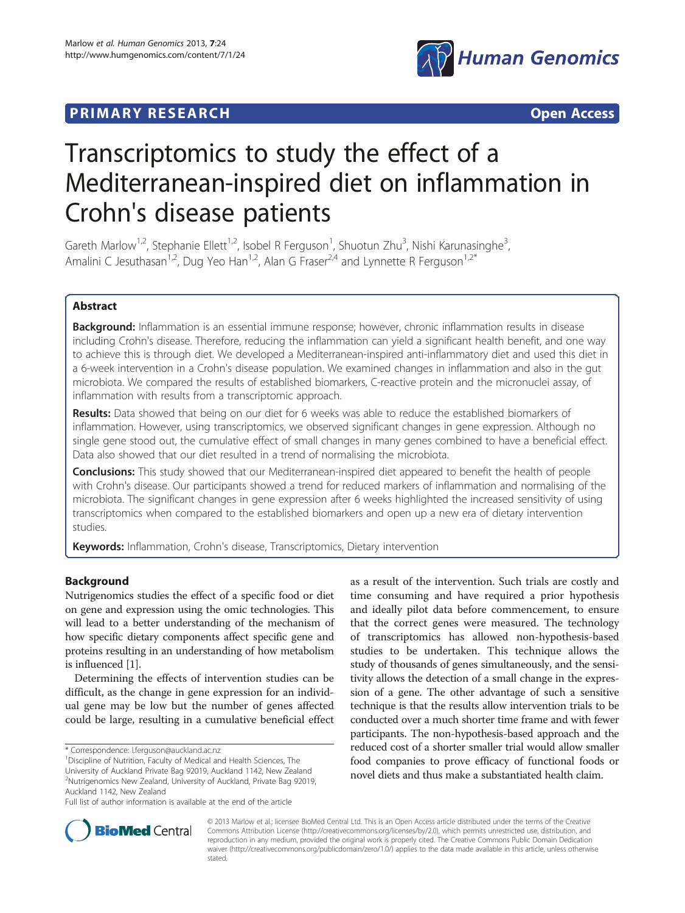**PRIMARY RESEARCH** **Open Access**

# Transcriptomics to study the effect of a Mediterranean-inspired diet on inflammation in Crohn's disease patients

Gareth Marlow[1,2], Stephanie Ellett[1,2], Isobel R Ferguson[1], Shuotun Zhu[3], Nishi Karunasinghe[3], Amalini C Jesuthasan[1,2], Dug Yeo Han[1,2], Alan G Fraser[2,4] and Lynnette R Ferguson[1,2*]

## Abstract

**Background:** Inflammation is an essential immune response; however, chronic inflammation results in disease including Crohn's disease. Therefore, reducing the inflammation can yield a significant health benefit, and one way to achieve this is through diet. We developed a Mediterranean-inspired anti-inflammatory diet and used this diet in a 6-week intervention in a Crohn's disease population. We examined changes in inflammation and also in the gut microbiota. We compared the results of established biomarkers, C-reactive protein and the micronuclei assay, of inflammation with results from a transcriptomic approach.

**Results:** Data showed that being on our diet for 6 weeks was able to reduce the established biomarkers of inflammation. However, using transcriptomics, we observed significant changes in gene expression. Although no single gene stood out, the cumulative effect of small changes in many genes combined to have a beneficial effect. Data also showed that our diet resulted in a trend of normalising the microbiota.

**Conclusions:** This study showed that our Mediterranean-inspired diet appeared to benefit the health of people with Crohn's disease. Our participants showed a trend for reduced markers of inflammation and normalising of the microbiota. The significant changes in gene expression after 6 weeks highlighted the increased sensitivity of using transcriptomics when compared to the established biomarkers and open up a new era of dietary intervention studies.

**Keywords:** Inflammation, Crohn's disease, Transcriptomics, Dietary intervention

## Background

Nutrigenomics studies the effect of a specific food or diet on gene and expression using the omic technologies. This will lead to a better understanding of the mechanism of how specific dietary components affect specific gene and proteins resulting in an understanding of how metabolism is influenced [1].

Determining the effects of intervention studies can be difficult, as the change in gene expression for an individual gene may be low but the number of genes affected could be large, resulting in a cumulative beneficial effect as a result of the intervention. Such trials are costly and time consuming and have required a prior hypothesis and ideally pilot data before commencement, to ensure that the correct genes were measured. The technology of transcriptomics has allowed non-hypothesis-based studies to be undertaken. This technique allows the study of thousands of genes simultaneously, and the sensitivity allows the detection of a small change in the expression of a gene. The other advantage of such a sensitive technique is that the results allow intervention trials to be conducted over a much shorter time frame and with fewer participants. The non-hypothesis-based approach and the reduced cost of a shorter smaller trial would allow smaller food companies to prove efficacy of functional foods or novel diets and thus make a substantiated health claim.

\* Correspondence: l.ferguson@auckland.ac.nz
[1]Discipline of Nutrition, Faculty of Medical and Health Sciences, The University of Auckland Private Bag 92019, Auckland 1142, New Zealand
[2]Nutrigenomics New Zealand, University of Auckland, Private Bag 92019, Auckland 1142, New Zealand
Full list of author information is available at the end of the article

© 2013 Marlow et al.; licensee BioMed Central Ltd. This is an Open Access article distributed under the terms of the Creative Commons Attribution License (http://creativecommons.org/licenses/by/2.0), which permits unrestricted use, distribution, and reproduction in any medium, provided the original work is properly cited. The Creative Commons Public Domain Dedication waiver (http://creativecommons.org/publicdomain/zero/1.0/) applies to the data made available in this article, unless otherwise stated.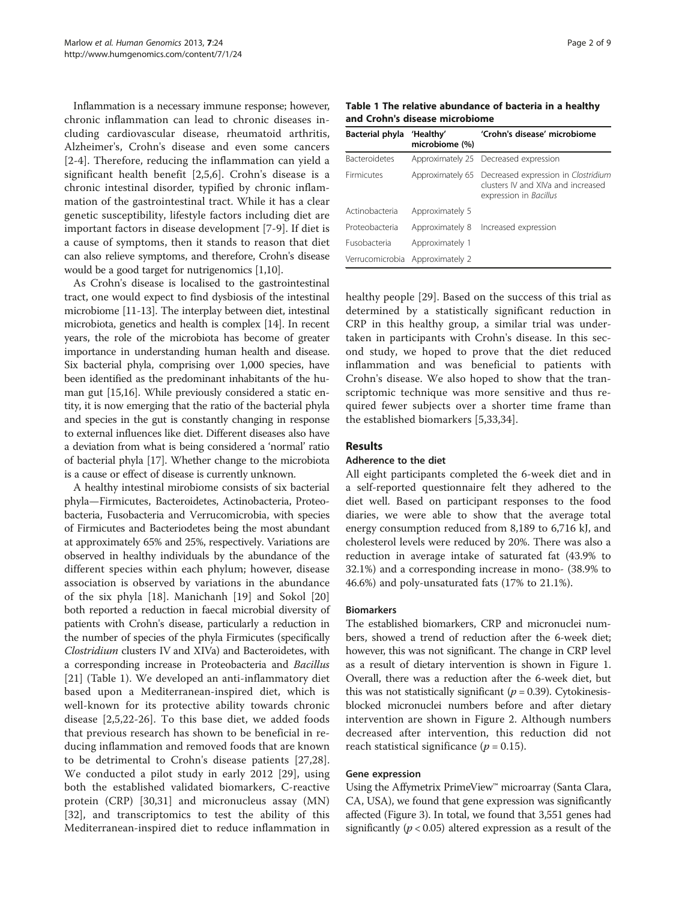Inflammation is a necessary immune response; however, chronic inflammation can lead to chronic diseases including cardiovascular disease, rheumatoid arthritis, Alzheimer's, Crohn's disease and even some cancers [2-4]. Therefore, reducing the inflammation can yield a significant health benefit [2,5,6]. Crohn's disease is a chronic intestinal disorder, typified by chronic inflammation of the gastrointestinal tract. While it has a clear genetic susceptibility, lifestyle factors including diet are important factors in disease development [7-9]. If diet is a cause of symptoms, then it stands to reason that diet can also relieve symptoms, and therefore, Crohn's disease would be a good target for nutrigenomics [1,10].

As Crohn's disease is localised to the gastrointestinal tract, one would expect to find dysbiosis of the intestinal microbiome [11-13]. The interplay between diet, intestinal microbiota, genetics and health is complex [14]. In recent years, the role of the microbiota has become of greater importance in understanding human health and disease. Six bacterial phyla, comprising over 1,000 species, have been identified as the predominant inhabitants of the human gut [15,16]. While previously considered a static entity, it is now emerging that the ratio of the bacterial phyla and species in the gut is constantly changing in response to external influences like diet. Different diseases also have a deviation from what is being considered a 'normal' ratio of bacterial phyla [17]. Whether change to the microbiota is a cause or effect of disease is currently unknown.

A healthy intestinal mirobiome consists of six bacterial phyla—Firmicutes, Bacteroidetes, Actinobacteria, Proteobacteria, Fusobacteria and Verrucomicrobia, with species of Firmicutes and Bacteriodetes being the most abundant at approximately 65% and 25%, respectively. Variations are observed in healthy individuals by the abundance of the different species within each phylum; however, disease association is observed by variations in the abundance of the six phyla [18]. Manichanh [19] and Sokol [20] both reported a reduction in faecal microbial diversity of patients with Crohn's disease, particularly a reduction in the number of species of the phyla Firmicutes (specifically *Clostridium* clusters IV and XIVa) and Bacteroidetes, with a corresponding increase in Proteobacteria and *Bacillus* [21] (Table 1). We developed an anti-inflammatory diet based upon a Mediterranean-inspired diet, which is well-known for its protective ability towards chronic disease [2,5,22-26]. To this base diet, we added foods that previous research has shown to be beneficial in reducing inflammation and removed foods that are known to be detrimental to Crohn's disease patients [27,28]. We conducted a pilot study in early 2012 [29], using both the established validated biomarkers, C-reactive protein (CRP) [30,31] and micronucleus assay (MN) [32], and transcriptomics to test the ability of this Mediterranean-inspired diet to reduce inflammation in healthy people [29]. Based on the success of this trial as determined by a statistically significant reduction in CRP in this healthy group, a similar trial was undertaken in participants with Crohn's disease. In this second study, we hoped to prove that the diet reduced inflammation and was beneficial to patients with Crohn's disease. We also hoped to show that the transcriptomic technique was more sensitive and thus required fewer subjects over a shorter time frame than the established biomarkers [5,33,34].

**Table 1 The relative abundance of bacteria in a healthy and Crohn's disease microbiome**

| Bacterial phyla | 'Healthy' microbiome (%) | 'Crohn's disease' microbiome |
|---|---|---|
| Bacteroidetes | Approximately 25 | Decreased expression |
| Firmicutes | Approximately 65 | Decreased expression in *Clostridium* clusters IV and XIVa and increased expression in *Bacillus* |
| Actinobacteria | Approximately 5 | |
| Proteobacteria | Approximately 8 | Increased expression |
| Fusobacteria | Approximately 1 | |
| Verrucomicrobia | Approximately 2 | |

## Results

### Adherence to the diet

All eight participants completed the 6-week diet and in a self-reported questionnaire felt they adhered to the diet well. Based on participant responses to the food diaries, we were able to show that the average total energy consumption reduced from 8,189 to 6,716 kJ, and cholesterol levels were reduced by 20%. There was also a reduction in average intake of saturated fat (43.9% to 32.1%) and a corresponding increase in mono- (38.9% to 46.6%) and poly-unsaturated fats (17% to 21.1%).

### Biomarkers

The established biomarkers, CRP and micronuclei numbers, showed a trend of reduction after the 6-week diet; however, this was not significant. The change in CRP level as a result of dietary intervention is shown in Figure 1. Overall, there was a reduction after the 6-week diet, but this was not statistically significant ($p = 0.39$). Cytokinesis-blocked micronuclei numbers before and after dietary intervention are shown in Figure 2. Although numbers decreased after intervention, this reduction did not reach statistical significance ($p = 0.15$).

### Gene expression

Using the Affymetrix PrimeView™ microarray (Santa Clara, CA, USA), we found that gene expression was significantly affected (Figure 3). In total, we found that 3,551 genes had significantly ($p < 0.05$) altered expression as a result of the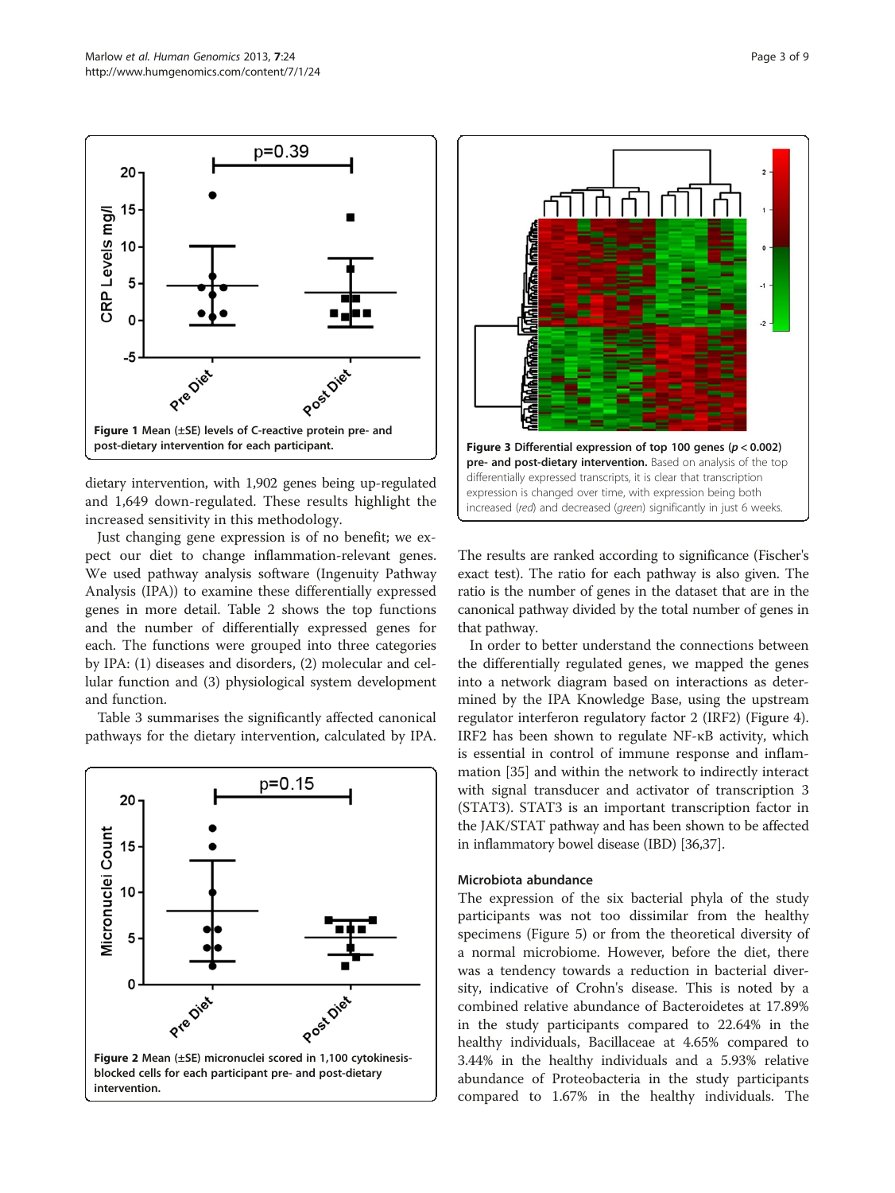Figure 1 Mean (±SE) levels of C-reactive protein pre- and post-dietary intervention for each participant.

dietary intervention, with 1,902 genes being up-regulated and 1,649 down-regulated. These results highlight the increased sensitivity in this methodology.

Just changing gene expression is of no benefit; we expect our diet to change inflammation-relevant genes. We used pathway analysis software (Ingenuity Pathway Analysis (IPA)) to examine these differentially expressed genes in more detail. Table 2 shows the top functions and the number of differentially expressed genes for each. The functions were grouped into three categories by IPA: (1) diseases and disorders, (2) molecular and cellular function and (3) physiological system development and function.

Table 3 summarises the significantly affected canonical pathways for the dietary intervention, calculated by IPA.

Figure 2 Mean (±SE) micronuclei scored in 1,100 cytokinesis-blocked cells for each participant pre- and post-dietary intervention.

Figure 3 Differential expression of top 100 genes ($p < 0.002$) pre- and post-dietary intervention. Based on analysis of the top differentially expressed transcripts, it is clear that transcription expression is changed over time, with expression being both increased (*red*) and decreased (*green*) significantly in just 6 weeks.

The results are ranked according to significance (Fischer's exact test). The ratio for each pathway is also given. The ratio is the number of genes in the dataset that are in the canonical pathway divided by the total number of genes in that pathway.

In order to better understand the connections between the differentially regulated genes, we mapped the genes into a network diagram based on interactions as determined by the IPA Knowledge Base, using the upstream regulator interferon regulatory factor 2 (IRF2) (Figure 4). IRF2 has been shown to regulate NF-κB activity, which is essential in control of immune response and inflammation [35] and within the network to indirectly interact with signal transducer and activator of transcription 3 (STAT3). STAT3 is an important transcription factor in the JAK/STAT pathway and has been shown to be affected in inflammatory bowel disease (IBD) [36,37].

### Microbiota abundance

The expression of the six bacterial phyla of the study participants was not too dissimilar from the healthy specimens (Figure 5) or from the theoretical diversity of a normal microbiome. However, before the diet, there was a tendency towards a reduction in bacterial diversity, indicative of Crohn's disease. This is noted by a combined relative abundance of Bacteroidetes at 17.89% in the study participants compared to 22.64% in the healthy individuals, Bacillaceae at 4.65% compared to 3.44% in the healthy individuals and a 5.93% relative abundance of Proteobacteria in the study participants compared to 1.67% in the healthy individuals. The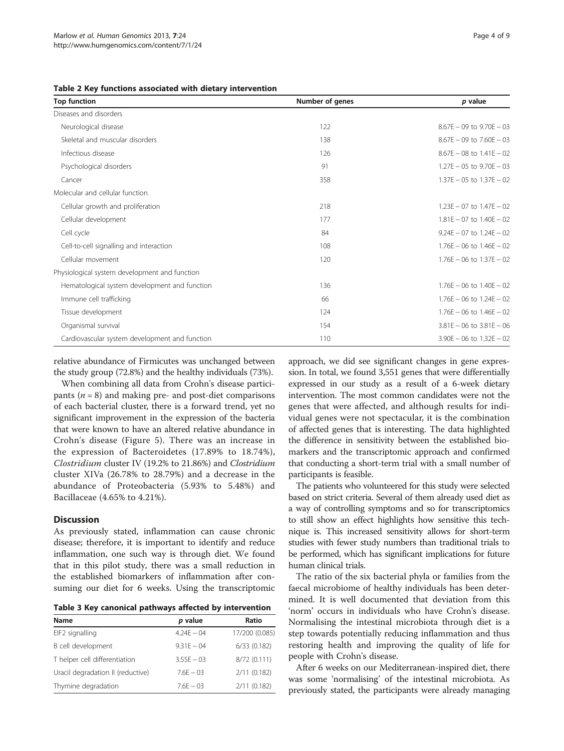**Table 2 Key functions associated with dietary intervention**

| Top function | Number of genes | $p$ value |
|---|---|---|
| Diseases and disorders | | |
| Neurological disease | 122 | $8.67E-09$ to $9.70E-03$ |
| Skeletal and muscular disorders | 138 | $8.67E-09$ to $7.60E-03$ |
| Infectious disease | 126 | $8.67E-08$ to $1.41E-02$ |
| Psychological disorders | 91 | $1.27E-05$ to $9.70E-03$ |
| Cancer | 358 | $1.37E-05$ to $1.37E-02$ |
| Molecular and cellular function | | |
| Cellular growth and proliferation | 218 | $1.23E-07$ to $1.47E-02$ |
| Cellular development | 177 | $1.81E-07$ to $1.40E-02$ |
| Cell cycle | 84 | $9.24E-07$ to $1.24E-02$ |
| Cell-to-cell signalling and interaction | 108 | $1.76E-06$ to $1.46E-02$ |
| Cellular movement | 120 | $1.76E-06$ to $1.37E-02$ |
| Physiological system development and function | | |
| Hematological system development and function | 136 | $1.76E-06$ to $1.40E-02$ |
| Immune cell trafficking | 66 | $1.76E-06$ to $1.24E-02$ |
| Tissue development | 124 | $1.76E-06$ to $1.46E-02$ |
| Organismal survival | 154 | $3.81E-06$ to $3.81E-06$ |
| Cardiovascular system development and function | 110 | $3.90E-06$ to $1.32E-02$ |

relative abundance of Firmicutes was unchanged between the study group (72.8%) and the healthy individuals (73%).

When combining all data from Crohn's disease participants ($n = 8$) and making pre- and post-diet comparisons of each bacterial cluster, there is a forward trend, yet no significant improvement in the expression of the bacteria that were known to have an altered relative abundance in Crohn's disease (Figure 5). There was an increase in the expression of Bacteroidetes (17.89% to 18.74%), *Clostridium* cluster IV (19.2% to 21.86%) and *Clostridium* cluster XIVa (26.78% to 28.79%) and a decrease in the abundance of Proteobacteria (5.93% to 5.48%) and Bacillaceae (4.65% to 4.21%).

## Discussion

As previously stated, inflammation can cause chronic disease; therefore, it is important to identify and reduce inflammation, one such way is through diet. We found that in this pilot study, there was a small reduction in the established biomarkers of inflammation after consuming our diet for 6 weeks. Using the transcriptomic approach, we did see significant changes in gene expression. In total, we found 3,551 genes that were differentially expressed in our study as a result of a 6-week dietary intervention. The most common candidates were not the genes that were affected, and although results for individual genes were not spectacular, it is the combination of affected genes that is interesting. The data highlighted the difference in sensitivity between the established biomarkers and the transcriptomic approach and confirmed that conducting a short-term trial with a small number of participants is feasible.

**Table 3 Key canonical pathways affected by intervention**

| Name | $p$ value | Ratio |
|---|---|---|
| EIF2 signalling | $4.24E-04$ | 17/200 (0.085) |
| B cell development | $9.31E-04$ | 6/33 (0.182) |
| T helper cell differentiation | $3.55E-03$ | 8/72 (0.111) |
| Uracil degradation II (reductive) | $7.6E-03$ | 2/11 (0.182) |
| Thymine degradation | $7.6E-03$ | 2/11 (0.182) |

The patients who volunteered for this study were selected based on strict criteria. Several of them already used diet as a way of controlling symptoms and so for transcriptomics to still show an effect highlights how sensitive this technique is. This increased sensitivity allows for short-term studies with fewer study numbers than traditional trials to be performed, which has significant implications for future human clinical trials.

The ratio of the six bacterial phyla or families from the faecal microbiome of healthy individuals has been determined. It is well documented that deviation from this 'norm' occurs in individuals who have Crohn's disease. Normalising the intestinal microbiota through diet is a step towards potentially reducing inflammation and thus restoring health and improving the quality of life for people with Crohn's disease.

After 6 weeks on our Mediterranean-inspired diet, there was some 'normalising' of the intestinal microbiota. As previously stated, the participants were already managing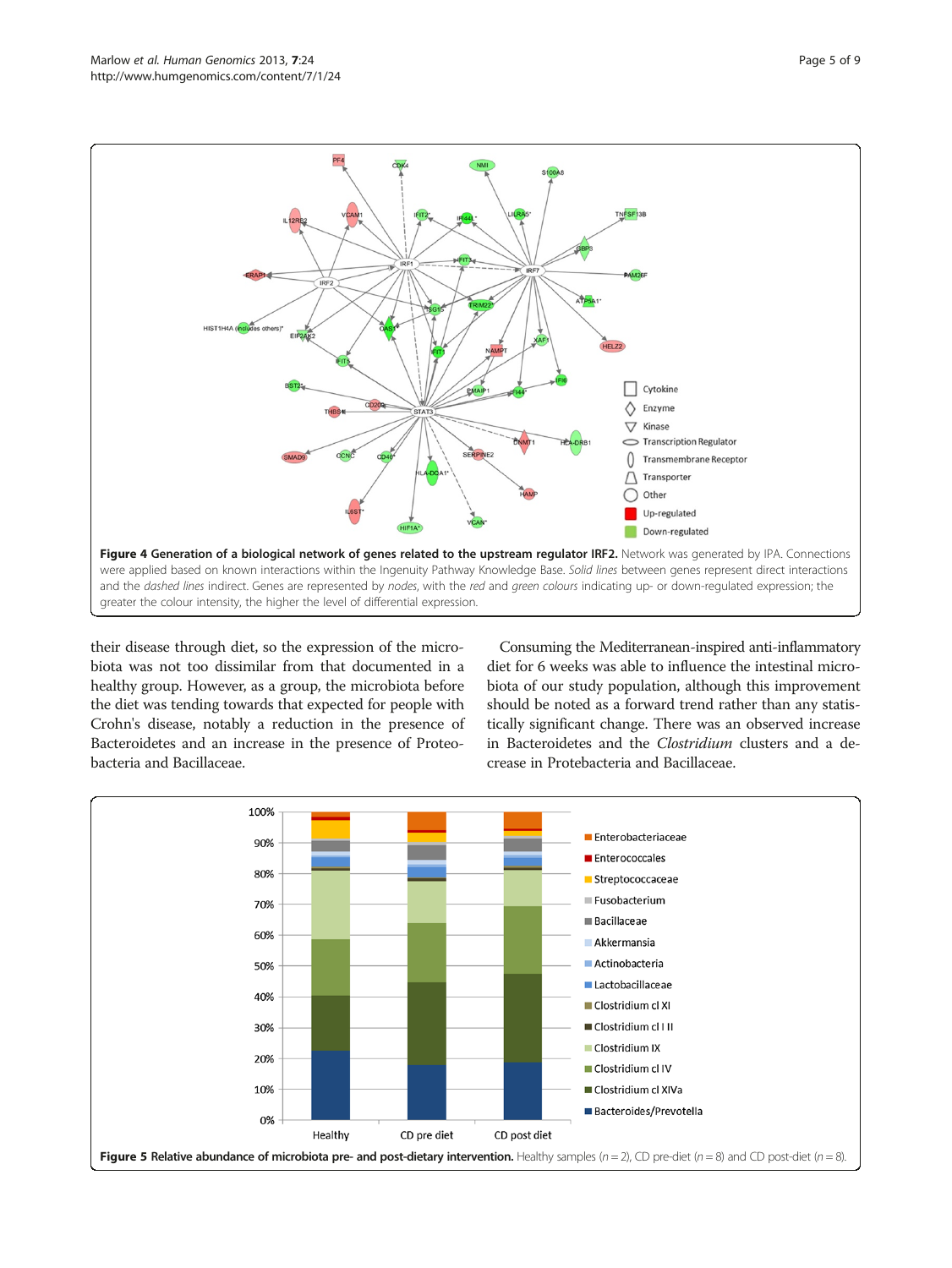**Figure 4 Generation of a biological network of genes related to the upstream regulator IRF2.** Network was generated by IPA. Connections were applied based on known interactions within the Ingenuity Pathway Knowledge Base. *Solid lines* between genes represent direct interactions and the *dashed lines* indirect. Genes are represented by *nodes*, with the *red* and *green colours* indicating up- or down-regulated expression; the greater the colour intensity, the higher the level of differential expression.

their disease through diet, so the expression of the microbiota was not too dissimilar from that documented in a healthy group. However, as a group, the microbiota before the diet was tending towards that expected for people with Crohn's disease, notably a reduction in the presence of Bacteroidetes and an increase in the presence of Proteobacteria and Bacillaceae.

Consuming the Mediterranean-inspired anti-inflammatory diet for 6 weeks was able to influence the intestinal microbiota of our study population, although this improvement should be noted as a forward trend rather than any statistically significant change. There was an observed increase in Bacteroidetes and the *Clostridium* clusters and a decrease in Protebacteria and Bacillaceae.

**Figure 5 Relative abundance of microbiota pre- and post-dietary intervention.** Healthy samples ($n = 2$), CD pre-diet ($n = 8$) and CD post-diet ($n = 8$).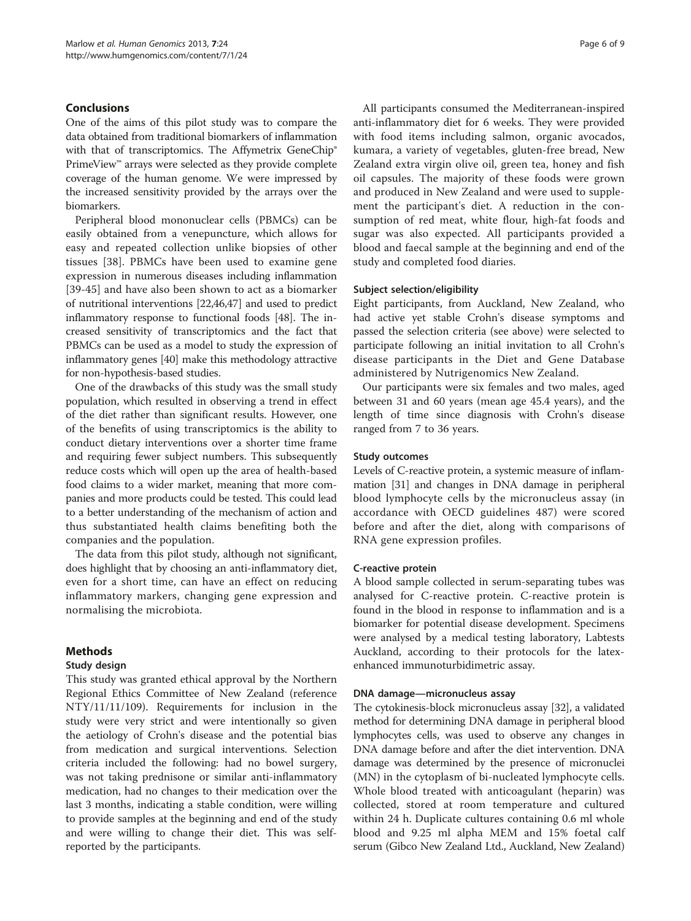## Conclusions

One of the aims of this pilot study was to compare the data obtained from traditional biomarkers of inflammation with that of transcriptomics. The Affymetrix GeneChip® PrimeView™ arrays were selected as they provide complete coverage of the human genome. We were impressed by the increased sensitivity provided by the arrays over the biomarkers.

Peripheral blood mononuclear cells (PBMCs) can be easily obtained from a venepuncture, which allows for easy and repeated collection unlike biopsies of other tissues [38]. PBMCs have been used to examine gene expression in numerous diseases including inflammation [39-45] and have also been shown to act as a biomarker of nutritional interventions [22,46,47] and used to predict inflammatory response to functional foods [48]. The increased sensitivity of transcriptomics and the fact that PBMCs can be used as a model to study the expression of inflammatory genes [40] make this methodology attractive for non-hypothesis-based studies.

One of the drawbacks of this study was the small study population, which resulted in observing a trend in effect of the diet rather than significant results. However, one of the benefits of using transcriptomics is the ability to conduct dietary interventions over a shorter time frame and requiring fewer subject numbers. This subsequently reduce costs which will open up the area of health-based food claims to a wider market, meaning that more companies and more products could be tested. This could lead to a better understanding of the mechanism of action and thus substantiated health claims benefiting both the companies and the population.

The data from this pilot study, although not significant, does highlight that by choosing an anti-inflammatory diet, even for a short time, can have an effect on reducing inflammatory markers, changing gene expression and normalising the microbiota.

## Methods

### Study design

This study was granted ethical approval by the Northern Regional Ethics Committee of New Zealand (reference NTY/11/11/109). Requirements for inclusion in the study were very strict and were intentionally so given the aetiology of Crohn's disease and the potential bias from medication and surgical interventions. Selection criteria included the following: had no bowel surgery, was not taking prednisone or similar anti-inflammatory medication, had no changes to their medication over the last 3 months, indicating a stable condition, were willing to provide samples at the beginning and end of the study and were willing to change their diet. This was self-reported by the participants.

All participants consumed the Mediterranean-inspired anti-inflammatory diet for 6 weeks. They were provided with food items including salmon, organic avocados, kumara, a variety of vegetables, gluten-free bread, New Zealand extra virgin olive oil, green tea, honey and fish oil capsules. The majority of these foods were grown and produced in New Zealand and were used to supplement the participant's diet. A reduction in the consumption of red meat, white flour, high-fat foods and sugar was also expected. All participants provided a blood and faecal sample at the beginning and end of the study and completed food diaries.

### Subject selection/eligibility

Eight participants, from Auckland, New Zealand, who had active yet stable Crohn's disease symptoms and passed the selection criteria (see above) were selected to participate following an initial invitation to all Crohn's disease participants in the Diet and Gene Database administered by Nutrigenomics New Zealand.

Our participants were six females and two males, aged between 31 and 60 years (mean age 45.4 years), and the length of time since diagnosis with Crohn's disease ranged from 7 to 36 years.

### Study outcomes

Levels of C-reactive protein, a systemic measure of inflammation [31] and changes in DNA damage in peripheral blood lymphocyte cells by the micronucleus assay (in accordance with OECD guidelines 487) were scored before and after the diet, along with comparisons of RNA gene expression profiles.

### C-reactive protein

A blood sample collected in serum-separating tubes was analysed for C-reactive protein. C-reactive protein is found in the blood in response to inflammation and is a biomarker for potential disease development. Specimens were analysed by a medical testing laboratory, Labtests Auckland, according to their protocols for the latex-enhanced immunoturbidimetric assay.

### DNA damage—micronucleus assay

The cytokinesis-block micronucleus assay [32], a validated method for determining DNA damage in peripheral blood lymphocytes cells, was used to observe any changes in DNA damage before and after the diet intervention. DNA damage was determined by the presence of micronuclei (MN) in the cytoplasm of bi-nucleated lymphocyte cells. Whole blood treated with anticoagulant (heparin) was collected, stored at room temperature and cultured within 24 h. Duplicate cultures containing 0.6 ml whole blood and 9.25 ml alpha MEM and 15% foetal calf serum (Gibco New Zealand Ltd., Auckland, New Zealand)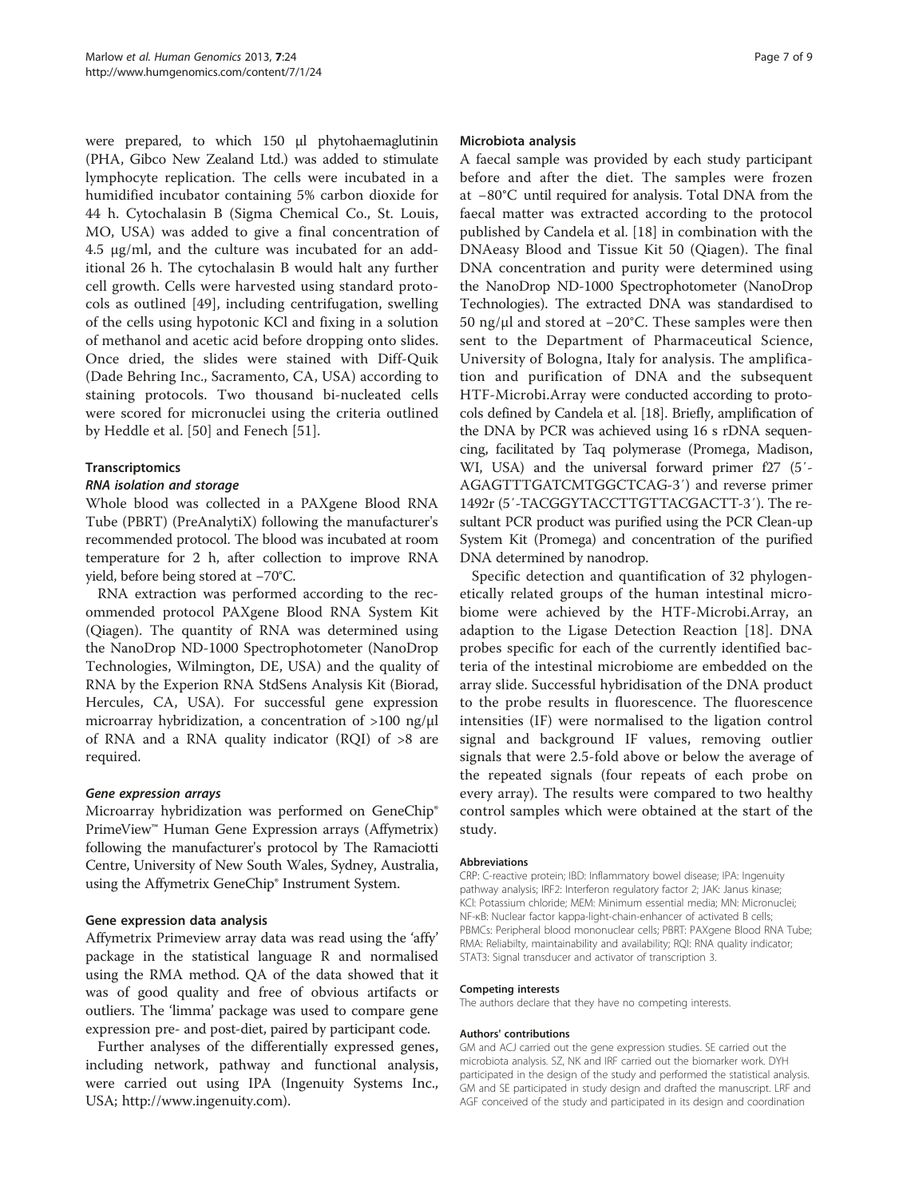were prepared, to which 150 μl phytohaemaglutinin (PHA, Gibco New Zealand Ltd.) was added to stimulate lymphocyte replication. The cells were incubated in a humidified incubator containing 5% carbon dioxide for 44 h. Cytochalasin B (Sigma Chemical Co., St. Louis, MO, USA) was added to give a final concentration of 4.5 μg/ml, and the culture was incubated for an additional 26 h. The cytochalasin B would halt any further cell growth. Cells were harvested using standard protocols as outlined [49], including centrifugation, swelling of the cells using hypotonic KCl and fixing in a solution of methanol and acetic acid before dropping onto slides. Once dried, the slides were stained with Diff-Quik (Dade Behring Inc., Sacramento, CA, USA) according to staining protocols. Two thousand bi-nucleated cells were scored for micronuclei using the criteria outlined by Heddle et al. [50] and Fenech [51].

### Transcriptomics

#### *RNA isolation and storage*

Whole blood was collected in a PAXgene Blood RNA Tube (PBRT) (PreAnalytiX) following the manufacturer's recommended protocol. The blood was incubated at room temperature for 2 h, after collection to improve RNA yield, before being stored at −70°C.

RNA extraction was performed according to the recommended protocol PAXgene Blood RNA System Kit (Qiagen). The quantity of RNA was determined using the NanoDrop ND-1000 Spectrophotometer (NanoDrop Technologies, Wilmington, DE, USA) and the quality of RNA by the Experion RNA StdSens Analysis Kit (Biorad, Hercules, CA, USA). For successful gene expression microarray hybridization, a concentration of >100 ng/μl of RNA and a RNA quality indicator (RQI) of >8 are required.

#### *Gene expression arrays*

Microarray hybridization was performed on GeneChip® PrimeView™ Human Gene Expression arrays (Affymetrix) following the manufacturer's protocol by The Ramaciotti Centre, University of New South Wales, Sydney, Australia, using the Affymetrix GeneChip® Instrument System.

### Gene expression data analysis

Affymetrix Primeview array data was read using the 'affy' package in the statistical language R and normalised using the RMA method. QA of the data showed that it was of good quality and free of obvious artifacts or outliers. The 'limma' package was used to compare gene expression pre- and post-diet, paired by participant code.

Further analyses of the differentially expressed genes, including network, pathway and functional analysis, were carried out using IPA (Ingenuity Systems Inc., USA; http://www.ingenuity.com).

### Microbiota analysis

A faecal sample was provided by each study participant before and after the diet. The samples were frozen at −80°C until required for analysis. Total DNA from the faecal matter was extracted according to the protocol published by Candela et al. [18] in combination with the DNAeasy Blood and Tissue Kit 50 (Qiagen). The final DNA concentration and purity were determined using the NanoDrop ND-1000 Spectrophotometer (NanoDrop Technologies). The extracted DNA was standardised to 50 ng/μl and stored at −20°C. These samples were then sent to the Department of Pharmaceutical Science, University of Bologna, Italy for analysis. The amplification and purification of DNA and the subsequent HTF-Microbi.Array were conducted according to protocols defined by Candela et al. [18]. Briefly, amplification of the DNA by PCR was achieved using 16 s rDNA sequencing, facilitated by Taq polymerase (Promega, Madison, WI, USA) and the universal forward primer f27 (5′-AGAGTTTGATCMTGGCTCAG-3′) and reverse primer 1492r (5′-TACGGYTACCTTGTTACGACTT-3′). The resultant PCR product was purified using the PCR Clean-up System Kit (Promega) and concentration of the purified DNA determined by nanodrop.

Specific detection and quantification of 32 phylogenetically related groups of the human intestinal microbiome were achieved by the HTF-Microbi.Array, an adaption to the Ligase Detection Reaction [18]. DNA probes specific for each of the currently identified bacteria of the intestinal microbiome are embedded on the array slide. Successful hybridisation of the DNA product to the probe results in fluorescence. The fluorescence intensities (IF) were normalised to the ligation control signal and background IF values, removing outlier signals that were 2.5-fold above or below the average of the repeated signals (four repeats of each probe on every array). The results were compared to two healthy control samples which were obtained at the start of the study.

#### Abbreviations

CRP: C-reactive protein; IBD: Inflammatory bowel disease; IPA: Ingenuity pathway analysis; IRF2: Interferon regulatory factor 2; JAK: Janus kinase; KCl: Potassium chloride; MEM: Minimum essential media; MN: Micronuclei; NF-κB: Nuclear factor kappa-light-chain-enhancer of activated B cells; PBMCs: Peripheral blood mononuclear cells; PBRT: PAXgene Blood RNA Tube; RMA: Reliabilty, maintainability and availability; RQI: RNA quality indicator; STAT3: Signal transducer and activator of transcription 3.

#### Competing interests

The authors declare that they have no competing interests.

#### Authors' contributions

GM and ACJ carried out the gene expression studies. SE carried out the microbiota analysis. SZ, NK and IRF carried out the biomarker work. DYH participated in the design of the study and performed the statistical analysis. GM and SE participated in study design and drafted the manuscript. LRF and AGF conceived of the study and participated in its design and coordination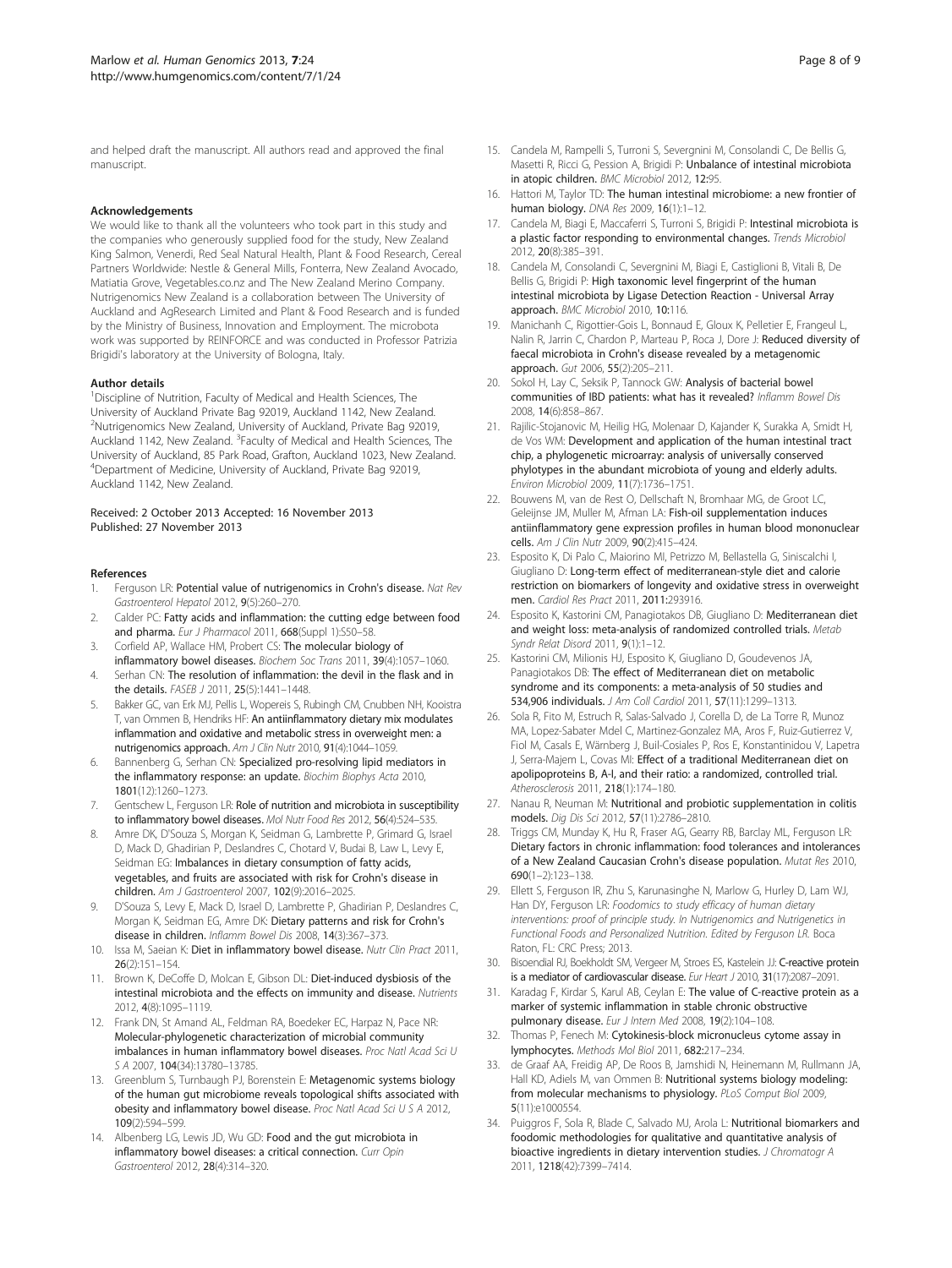and helped draft the manuscript. All authors read and approved the final manuscript.

#### Acknowledgements

We would like to thank all the volunteers who took part in this study and the companies who generously supplied food for the study, New Zealand King Salmon, Venerdi, Red Seal Natural Health, Plant & Food Research, Cereal Partners Worldwide: Nestle & General Mills, Fonterra, New Zealand Avocado, Matiatia Grove, Vegetables.co.nz and The New Zealand Merino Company. Nutrigenomics New Zealand is a collaboration between The University of Auckland and AgResearch Limited and Plant & Food Research and is funded by the Ministry of Business, Innovation and Employment. The microbota work was supported by REINFORCE and was conducted in Professor Patrizia Brigidi's laboratory at the University of Bologna, Italy.

#### Author details

[1]Discipline of Nutrition, Faculty of Medical and Health Sciences, The University of Auckland Private Bag 92019, Auckland 1142, New Zealand. [2]Nutrigenomics New Zealand, University of Auckland, Private Bag 92019, Auckland 1142, New Zealand. [3]Faculty of Medical and Health Sciences, The University of Auckland, 85 Park Road, Grafton, Auckland 1023, New Zealand. [4]Department of Medicine, University of Auckland, Private Bag 92019, Auckland 1142, New Zealand.

Received: 2 October 2013 Accepted: 16 November 2013
Published: 27 November 2013

#### References

1. Ferguson LR: **Potential value of nutrigenomics in Crohn's disease.** *Nat Rev Gastroenterol Hepatol* 2012, **9**(5):260–270.
2. Calder PC: **Fatty acids and inflammation: the cutting edge between food and pharma.** *Eur J Pharmacol* 2011, **668**(Suppl 1):S50–58.
3. Corfield AP, Wallace HM, Probert CS: **The molecular biology of inflammatory bowel diseases.** *Biochem Soc Trans* 2011, **39**(4):1057–1060.
4. Serhan CN: **The resolution of inflammation: the devil in the flask and in the details.** *FASEB J* 2011, **25**(5):1441–1448.
5. Bakker GC, van Erk MJ, Pellis L, Wopereis S, Rubingh CM, Cnubben NH, Kooistra T, van Ommen B, Hendriks HF: **An antiinflammatory dietary mix modulates inflammation and oxidative and metabolic stress in overweight men: a nutrigenomics approach.** *Am J Clin Nutr* 2010, **91**(4):1044–1059.
6. Bannenberg G, Serhan CN: **Specialized pro-resolving lipid mediators in the inflammatory response: an update.** *Biochim Biophys Acta* 2010, **1801**(12):1260–1273.
7. Gentschew L, Ferguson LR: **Role of nutrition and microbiota in susceptibility to inflammatory bowel diseases.** *Mol Nutr Food Res* 2012, **56**(4):524–535.
8. Amre DK, D'Souza S, Morgan K, Seidman G, Lambrette P, Grimard G, Israel D, Mack D, Ghadirian P, Deslandres C, Chotard V, Budai B, Law L, Levy E, Seidman EG: **Imbalances in dietary consumption of fatty acids, vegetables, and fruits are associated with risk for Crohn's disease in children.** *Am J Gastroenterol* 2007, **102**(9):2016–2025.
9. D'Souza S, Levy E, Mack D, Israel D, Lambrette P, Ghadirian P, Deslandres C, Morgan K, Seidman EG, Amre DK: **Dietary patterns and risk for Crohn's disease in children.** *Inflamm Bowel Dis* 2008, **14**(3):367–373.
10. Issa M, Saeian K: **Diet in inflammatory bowel disease.** *Nutr Clin Pract* 2011, **26**(2):151–154.
11. Brown K, DeCoffe D, Molcan E, Gibson DL: **Diet-induced dysbiosis of the intestinal microbiota and the effects on immunity and disease.** *Nutrients* 2012, **4**(8):1095–1119.
12. Frank DN, St Amand AL, Feldman RA, Boedeker EC, Harpaz N, Pace NR: **Molecular-phylogenetic characterization of microbial community imbalances in human inflammatory bowel diseases.** *Proc Natl Acad Sci U S A* 2007, **104**(34):13780–13785.
13. Greenblum S, Turnbaugh PJ, Borenstein E: **Metagenomic systems biology of the human gut microbiome reveals topological shifts associated with obesity and inflammatory bowel disease.** *Proc Natl Acad Sci U S A* 2012, **109**(2):594–599.
14. Albenberg LG, Lewis JD, Wu GD: **Food and the gut microbiota in inflammatory bowel diseases: a critical connection.** *Curr Opin Gastroenterol* 2012, **28**(4):314–320.
15. Candela M, Rampelli S, Turroni S, Severgnini M, Consolandi C, De Bellis G, Masetti R, Ricci G, Pession A, Brigidi P: **Unbalance of intestinal microbiota in atopic children.** *BMC Microbiol* 2012, **12**:95.
16. Hattori M, Taylor TD: **The human intestinal microbiome: a new frontier of human biology.** *DNA Res* 2009, **16**(1):1–12.
17. Candela M, Biagi E, Maccaferri S, Turroni S, Brigidi P: **Intestinal microbiota is a plastic factor responding to environmental changes.** *Trends Microbiol* 2012, **20**(8):385–391.
18. Candela M, Consolandi C, Severgnini M, Biagi E, Castiglioni B, Vitali B, De Bellis G, Brigidi P: **High taxonomic level fingerprint of the human intestinal microbiota by Ligase Detection Reaction - Universal Array approach.** *BMC Microbiol* 2010, **10**:116.
19. Manichanh C, Rigottier-Gois L, Bonnaud E, Gloux K, Pelletier E, Frangeul L, Nalin R, Jarrin C, Chardon P, Marteau P, Roca J, Dore J: **Reduced diversity of faecal microbiota in Crohn's disease revealed by a metagenomic approach.** *Gut* 2006, **55**(2):205–211.
20. Sokol H, Lay C, Seksik P, Tannock GW: **Analysis of bacterial bowel communities of IBD patients: what has it revealed?** *Inflamm Bowel Dis* 2008, **14**(6):858–867.
21. Rajilic-Stojanovic M, Heilig HG, Molenaar D, Kajander K, Surakka A, Smidt H, de Vos WM: **Development and application of the human intestinal tract chip, a phylogenetic microarray: analysis of universally conserved phylotypes in the abundant microbiota of young and elderly adults.** *Environ Microbiol* 2009, **11**(7):1736–1751.
22. Bouwens M, van de Rest O, Dellschaft N, Bromhaar MG, de Groot LC, Geleijnse JM, Muller M, Afman LA: **Fish-oil supplementation induces antiinflammatory gene expression profiles in human blood mononuclear cells.** *Am J Clin Nutr* 2009, **90**(2):415–424.
23. Esposito K, Di Palo C, Maiorino MI, Petrizzo M, Bellastella G, Siniscalchi I, Giugliano D: **Long-term effect of mediterranean-style diet and calorie restriction on biomarkers of longevity and oxidative stress in overweight men.** *Cardiol Res Pract* 2011, **2011**:293916.
24. Esposito K, Kastorini CM, Panagiotakos DB, Giugliano D: **Mediterranean diet and weight loss: meta-analysis of randomized controlled trials.** *Metab Syndr Relat Disord* 2011, **9**(1):1–12.
25. Kastorini CM, Milionis HJ, Esposito K, Giugliano D, Goudevenos JA, Panagiotakos DB: **The effect of Mediterranean diet on metabolic syndrome and its components: a meta-analysis of 50 studies and 534,906 individuals.** *J Am Coll Cardiol* 2011, **57**(11):1299–1313.
26. Sola R, Fito M, Estruch R, Salas-Salvado J, Corella D, de La Torre R, Munoz MA, Lopez-Sabater Mdel C, Martinez-Gonzalez MA, Aros F, Ruiz-Gutierrez V, Fiol M, Casals E, Wärnberg J, Buil-Cosiales P, Ros E, Konstantinidou V, Lapetra J, Serra-Majem L, Covas MI: **Effect of a traditional Mediterranean diet on apolipoproteins B, A-I, and their ratio: a randomized, controlled trial.** *Atherosclerosis* 2011, **218**(1):174–180.
27. Nanau R, Neuman M: **Nutritional and probiotic supplementation in colitis models.** *Dig Dis Sci* 2012, **57**(11):2786–2810.
28. Triggs CM, Munday K, Hu R, Fraser AG, Gearry RB, Barclay ML, Ferguson LR: **Dietary factors in chronic inflammation: food tolerances and intolerances of a New Zealand Caucasian Crohn's disease population.** *Mutat Res* 2010, **690**(1–2):123–138.
29. Ellett S, Ferguson IR, Zhu S, Karunasinghe N, Marlow G, Hurley D, Lam WJ, Han DY, Ferguson LR: *Foodomics to study efficacy of human dietary interventions: proof of principle study. In Nutrigenomics and Nutrigenetics in Functional Foods and Personalized Nutrition. Edited by Ferguson LR.* Boca Raton, FL: CRC Press; 2013.
30. Bisoendial RJ, Boekholdt SM, Vergeer M, Stroes ES, Kastelein JJ: **C-reactive protein is a mediator of cardiovascular disease.** *Eur Heart J* 2010, **31**(17):2087–2091.
31. Karadag F, Kirdar S, Karul AB, Ceylan E: **The value of C-reactive protein as a marker of systemic inflammation in stable chronic obstructive pulmonary disease.** *Eur J Intern Med* 2008, **19**(2):104–108.
32. Thomas P, Fenech M: **Cytokinesis-block micronucleus cytome assay in lymphocytes.** *Methods Mol Biol* 2011, **682**:217–234.
33. de Graaf AA, Freidig AP, De Roos B, Jamshidi N, Heinemann M, Rullmann JA, Hall KD, Adiels M, van Ommen B: **Nutritional systems biology modeling: from molecular mechanisms to physiology.** *PLoS Comput Biol* 2009, **5**(11):e1000554.
34. Puiggros F, Sola R, Blade C, Salvado MJ, Arola L: **Nutritional biomarkers and foodomic methodologies for qualitative and quantitative analysis of bioactive ingredients in dietary intervention studies.** *J Chromatogr A* 2011, **1218**(42):7399–7414.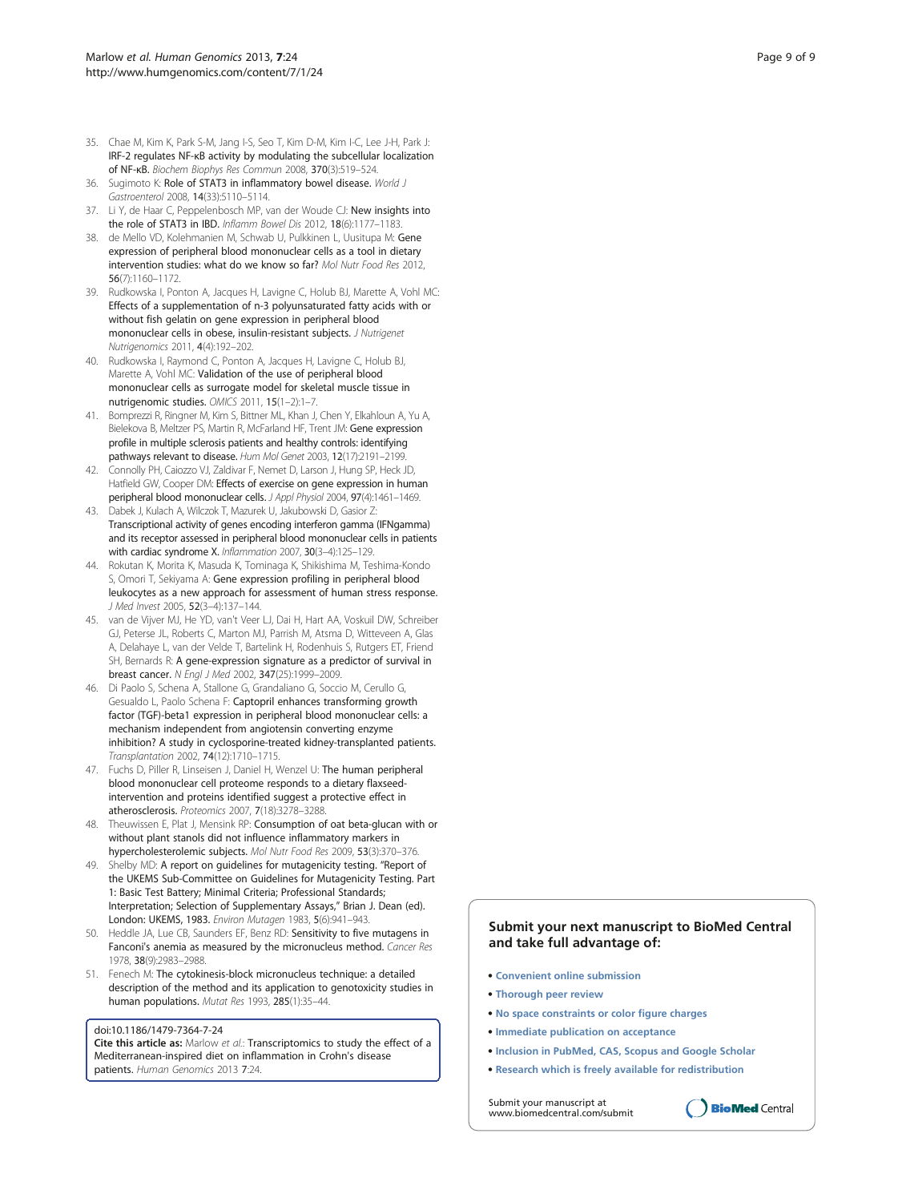35. Chae M, Kim K, Park S-M, Jang I-S, Seo T, Kim D-M, Kim I-C, Lee J-H, Park J: IRF-2 regulates NF-κB activity by modulating the subcellular localization of NF-κB. *Biochem Biophys Res Commun* 2008, **370**(3):519–524.
36. Sugimoto K: Role of STAT3 in inflammatory bowel disease. *World J Gastroenterol* 2008, **14**(33):5110–5114.
37. Li Y, de Haar C, Peppelenbosch MP, van der Woude CJ: New insights into the role of STAT3 in IBD. *Inflamm Bowel Dis* 2012, **18**(6):1177–1183.
38. de Mello VD, Kolehmanien M, Schwab U, Pulkkinen L, Uusitupa M: Gene expression of peripheral blood mononuclear cells as a tool in dietary intervention studies: what do we know so far? *Mol Nutr Food Res* 2012, **56**(7):1160–1172.
39. Rudkowska I, Ponton A, Jacques H, Lavigne C, Holub BJ, Marette A, Vohl MC: Effects of a supplementation of n-3 polyunsaturated fatty acids with or without fish gelatin on gene expression in peripheral blood mononuclear cells in obese, insulin-resistant subjects. *J Nutrigenet Nutrigenomics* 2011, **4**(4):192–202.
40. Rudkowska I, Raymond C, Ponton A, Jacques H, Lavigne C, Holub BJ, Marette A, Vohl MC: Validation of the use of peripheral blood mononuclear cells as surrogate model for skeletal muscle tissue in nutrigenomic studies. *OMICS* 2011, **15**(1–2):1–7.
41. Bomprezzi R, Ringner M, Kim S, Bittner ML, Khan J, Chen Y, Elkahloun A, Yu A, Bielekova B, Meltzer PS, Martin R, McFarland HF, Trent JM: Gene expression profile in multiple sclerosis patients and healthy controls: identifying pathways relevant to disease. *Hum Mol Genet* 2003, **12**(17):2191–2199.
42. Connolly PH, Caiozzo VJ, Zaldivar F, Nemet D, Larson J, Hung SP, Heck JD, Hatfield GW, Cooper DM: Effects of exercise on gene expression in human peripheral blood mononuclear cells. *J Appl Physiol* 2004, **97**(4):1461–1469.
43. Dabek J, Kulach A, Wilczok T, Mazurek U, Jakubowski D, Gasior Z: Transcriptional activity of genes encoding interferon gamma (IFNgamma) and its receptor assessed in peripheral blood mononuclear cells in patients with cardiac syndrome X. *Inflammation* 2007, **30**(3–4):125–129.
44. Rokutan K, Morita K, Masuda K, Tominaga K, Shikishima M, Teshima-Kondo S, Omori T, Sekiyama A: Gene expression profiling in peripheral blood leukocytes as a new approach for assessment of human stress response. *J Med Invest* 2005, **52**(3–4):137–144.
45. van de Vijver MJ, He YD, van't Veer LJ, Dai H, Hart AA, Voskuil DW, Schreiber GJ, Peterse JL, Roberts C, Marton MJ, Parrish M, Atsma D, Witteveen A, Glas A, Delahaye L, van der Velde T, Bartelink H, Rodenhuis S, Rutgers ET, Friend SH, Bernards R: A gene-expression signature as a predictor of survival in breast cancer. *N Engl J Med* 2002, **347**(25):1999–2009.
46. Di Paolo S, Schena A, Stallone G, Grandaliano G, Soccio M, Cerullo G, Gesualdo L, Paolo Schena F: Captopril enhances transforming growth factor (TGF)-beta1 expression in peripheral blood mononuclear cells: a mechanism independent from angiotensin converting enzyme inhibition? A study in cyclosporine-treated kidney-transplanted patients. *Transplantation* 2002, **74**(12):1710–1715.
47. Fuchs D, Piller R, Linseisen J, Daniel H, Wenzel U: The human peripheral blood mononuclear cell proteome responds to a dietary flaxseed-intervention and proteins identified suggest a protective effect in atherosclerosis. *Proteomics* 2007, **7**(18):3278–3288.
48. Theuwissen E, Plat J, Mensink RP: Consumption of oat beta-glucan with or without plant stanols did not influence inflammatory markers in hypercholesterolemic subjects. *Mol Nutr Food Res* 2009, **53**(3):370–376.
49. Shelby MD: A report on guidelines for mutagenicity testing. "Report of the UKEMS Sub-Committee on Guidelines for Mutagenicity Testing. Part 1: Basic Test Battery; Minimal Criteria; Professional Standards; Interpretation; Selection of Supplementary Assays," Brian J. Dean (ed). London: UKEMS, 1983. *Environ Mutagen* 1983, **5**(6):941–943.
50. Heddle JA, Lue CB, Saunders EF, Benz RD: Sensitivity to five mutagens in Fanconi's anemia as measured by the micronucleus method. *Cancer Res* 1978, **38**(9):2983–2988.
51. Fenech M: The cytokinesis-block micronucleus technique: a detailed description of the method and its application to genotoxicity studies in human populations. *Mutat Res* 1993, **285**(1):35–44.

doi:10.1186/1479-7364-7-24

**Cite this article as:** Marlow *et al.*: Transcriptomics to study the effect of a Mediterranean-inspired diet on inflammation in Crohn's disease patients. *Human Genomics* 2013 **7**:24.

**Submit your next manuscript to BioMed Central and take full advantage of:**

- Convenient online submission
- Thorough peer review
- No space constraints or color figure charges
- Immediate publication on acceptance
- Inclusion in PubMed, CAS, Scopus and Google Scholar
- Research which is freely available for redistribution

Submit your manuscript at www.biomedcentral.com/submit

BioMed Central